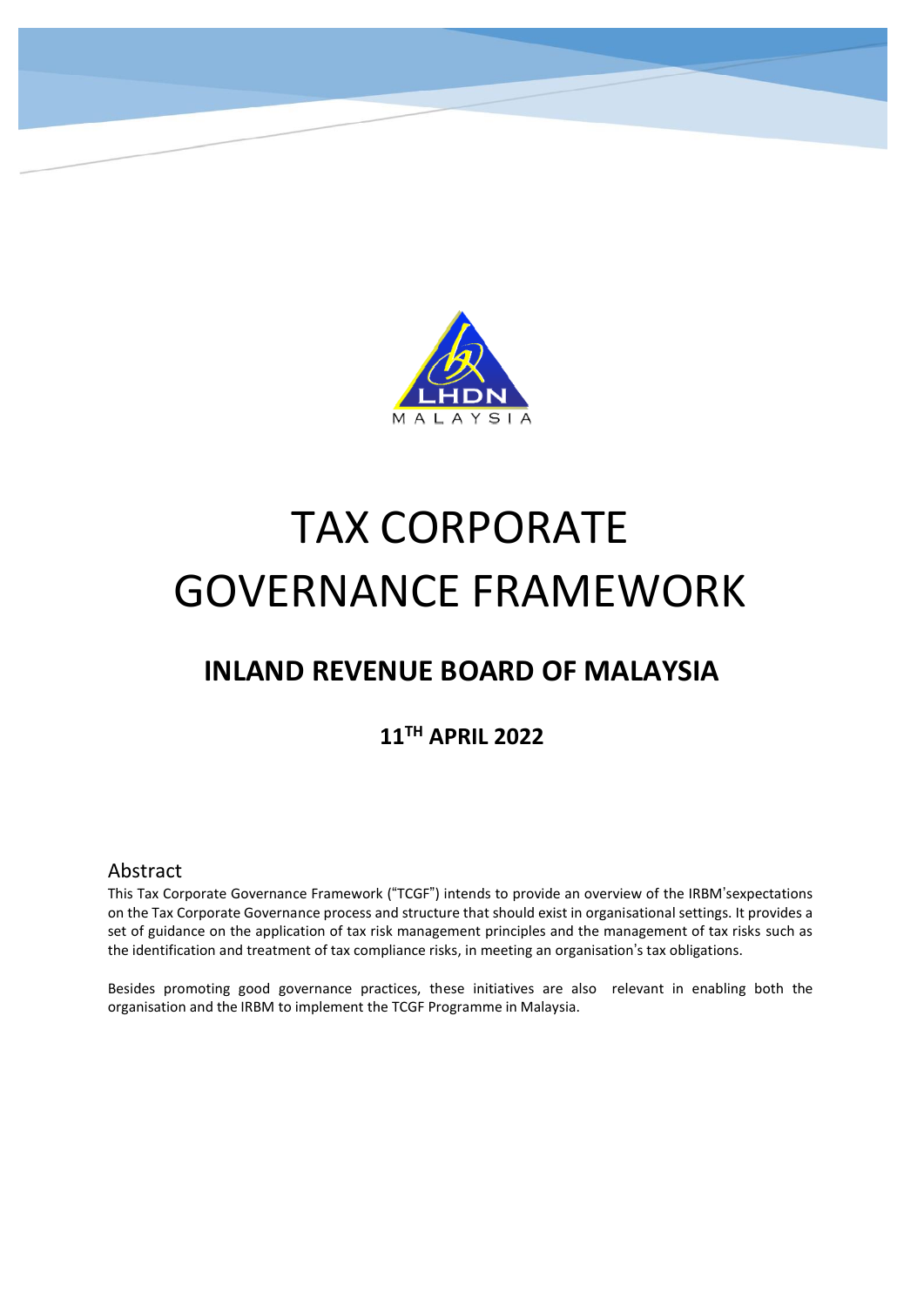# TAX CORPORATE GOVERNANCE FRAMEWORK

## INLAND REVENUE BOARD OF MALAYSIA

### 11TH APRIL 2022

## Abstract

This Tax Corporate Governance Framework ("TCGF") intends to provide an overview of the IRBM'sexpectations on the Tax Corporate Governance process and structure that should exist in organisational settings. It provides a set of guidance on the application of tax risk management principles and the management of tax risks such as the identification and treatment of tax compliance risks, in meeting an organisation's tax obligations.

Besides promoting good governance practices, these initiatives are also relevant in enabling both the organisation and the IRBM to implement the TCGF Programme in Malaysia.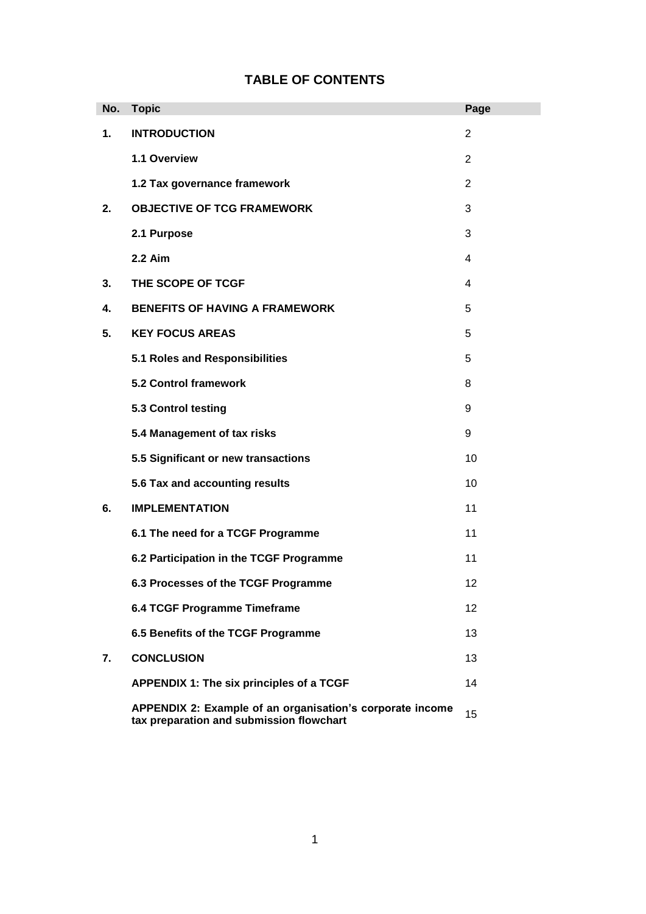## TABLE OF CONTENTS

| No. | Topic | Page |
|---|---|---|
| 1. | **INTRODUCTION** | 2 |
| | **1.1 Overview** | 2 |
| | **1.2 Tax governance framework** | 2 |
| 2. | **OBJECTIVE OF TCG FRAMEWORK** | 3 |
| | **2.1 Purpose** | 3 |
| | **2.2 Aim** | 4 |
| 3. | **THE SCOPE OF TCGF** | 4 |
| 4. | **BENEFITS OF HAVING A FRAMEWORK** | 5 |
| 5. | **KEY FOCUS AREAS** | 5 |
| | **5.1 Roles and Responsibilities** | 5 |
| | **5.2 Control framework** | 8 |
| | **5.3 Control testing** | 9 |
| | **5.4 Management of tax risks** | 9 |
| | **5.5 Significant or new transactions** | 10 |
| | **5.6 Tax and accounting results** | 10 |
| 6. | **IMPLEMENTATION** | 11 |
| | **6.1 The need for a TCGF Programme** | 11 |
| | **6.2 Participation in the TCGF Programme** | 11 |
| | **6.3 Processes of the TCGF Programme** | 12 |
| | **6.4 TCGF Programme Timeframe** | 12 |
| | **6.5 Benefits of the TCGF Programme** | 13 |
| 7. | **CONCLUSION** | 13 |
| | **APPENDIX 1: The six principles of a TCGF** | 14 |
| | **APPENDIX 2: Example of an organisation's corporate income tax preparation and submission flowchart** | 15 |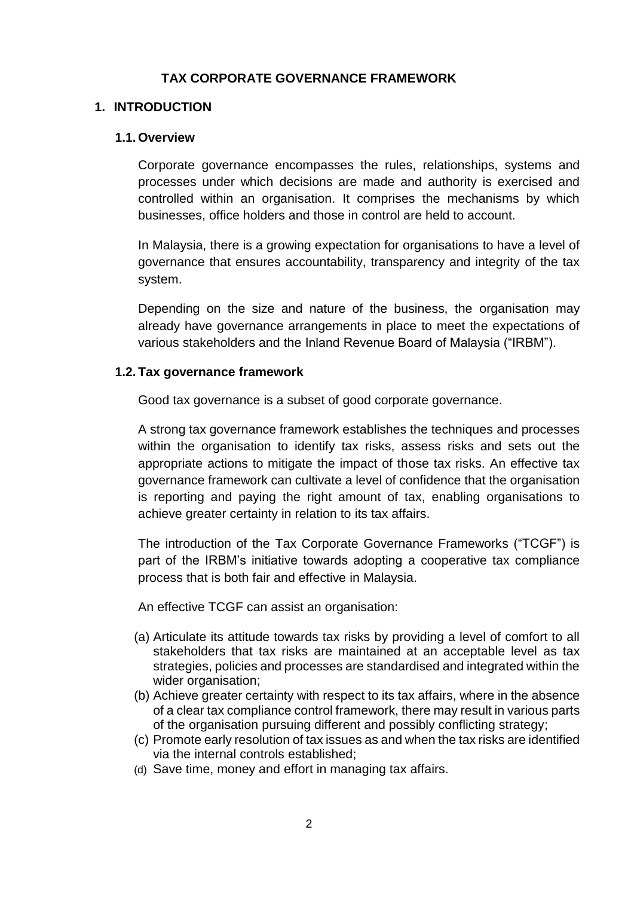# TAX CORPORATE GOVERNANCE FRAMEWORK

## 1. INTRODUCTION

### 1.1. Overview

Corporate governance encompasses the rules, relationships, systems and processes under which decisions are made and authority is exercised and controlled within an organisation. It comprises the mechanisms by which businesses, office holders and those in control are held to account.

In Malaysia, there is a growing expectation for organisations to have a level of governance that ensures accountability, transparency and integrity of the tax system.

Depending on the size and nature of the business, the organisation may already have governance arrangements in place to meet the expectations of various stakeholders and the Inland Revenue Board of Malaysia ("IRBM").

### 1.2. Tax governance framework

Good tax governance is a subset of good corporate governance.

A strong tax governance framework establishes the techniques and processes within the organisation to identify tax risks, assess risks and sets out the appropriate actions to mitigate the impact of those tax risks. An effective tax governance framework can cultivate a level of confidence that the organisation is reporting and paying the right amount of tax, enabling organisations to achieve greater certainty in relation to its tax affairs.

The introduction of the Tax Corporate Governance Frameworks ("TCGF") is part of the IRBM's initiative towards adopting a cooperative tax compliance process that is both fair and effective in Malaysia.

An effective TCGF can assist an organisation:

(a) Articulate its attitude towards tax risks by providing a level of comfort to all stakeholders that tax risks are maintained at an acceptable level as tax strategies, policies and processes are standardised and integrated within the wider organisation;
(b) Achieve greater certainty with respect to its tax affairs, where in the absence of a clear tax compliance control framework, there may result in various parts of the organisation pursuing different and possibly conflicting strategy;
(c) Promote early resolution of tax issues as and when the tax risks are identified via the internal controls established;
(d) Save time, money and effort in managing tax affairs.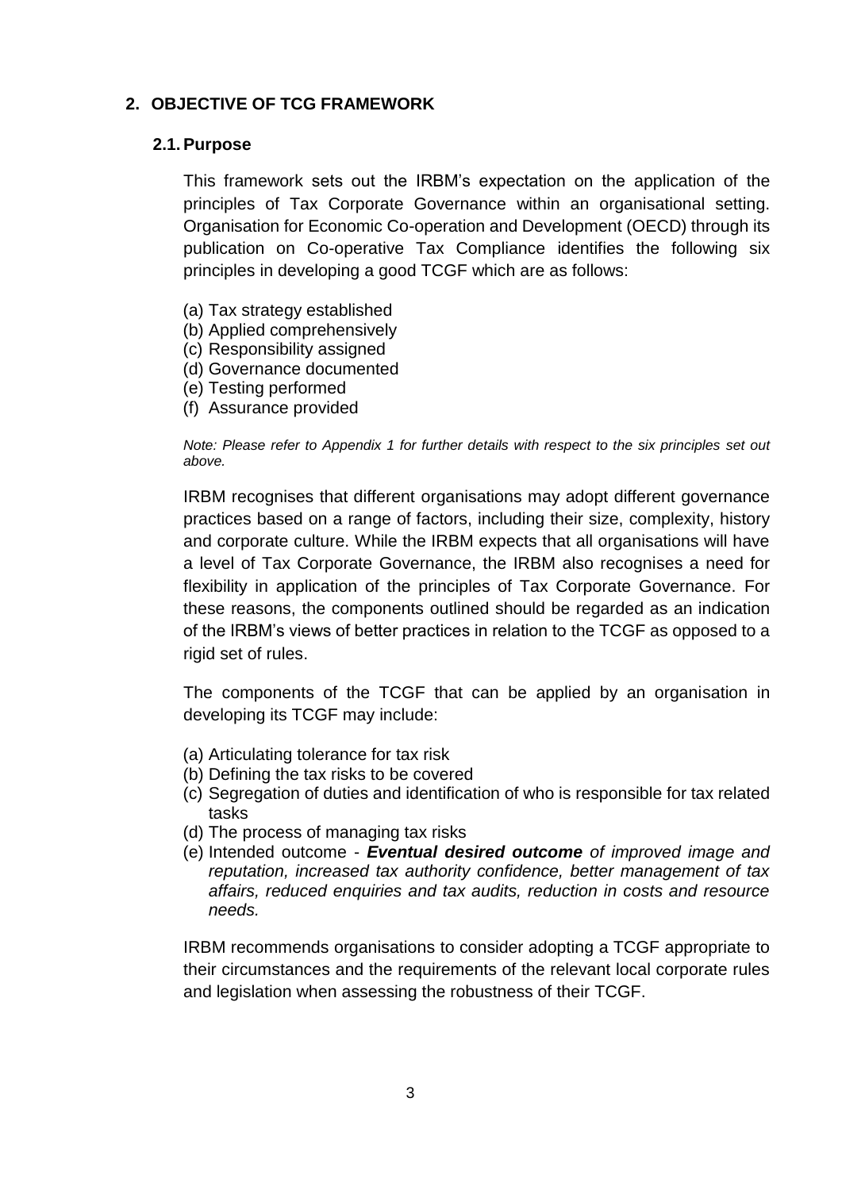## 2. OBJECTIVE OF TCG FRAMEWORK

### 2.1. Purpose

This framework sets out the IRBM's expectation on the application of the principles of Tax Corporate Governance within an organisational setting. Organisation for Economic Co-operation and Development (OECD) through its publication on Co-operative Tax Compliance identifies the following six principles in developing a good TCGF which are as follows:

(a) Tax strategy established
(b) Applied comprehensively
(c) Responsibility assigned
(d) Governance documented
(e) Testing performed
(f) Assurance provided

*Note: Please refer to Appendix 1 for further details with respect to the six principles set out above.*

IRBM recognises that different organisations may adopt different governance practices based on a range of factors, including their size, complexity, history and corporate culture. While the IRBM expects that all organisations will have a level of Tax Corporate Governance, the IRBM also recognises a need for flexibility in application of the principles of Tax Corporate Governance. For these reasons, the components outlined should be regarded as an indication of the IRBM's views of better practices in relation to the TCGF as opposed to a rigid set of rules.

The components of the TCGF that can be applied by an organisation in developing its TCGF may include:

(a) Articulating tolerance for tax risk
(b) Defining the tax risks to be covered
(c) Segregation of duties and identification of who is responsible for tax related tasks
(d) The process of managing tax risks
(e) Intended outcome - ***Eventual desired outcome*** *of improved image and reputation, increased tax authority confidence, better management of tax affairs, reduced enquiries and tax audits, reduction in costs and resource needs.*

IRBM recommends organisations to consider adopting a TCGF appropriate to their circumstances and the requirements of the relevant local corporate rules and legislation when assessing the robustness of their TCGF.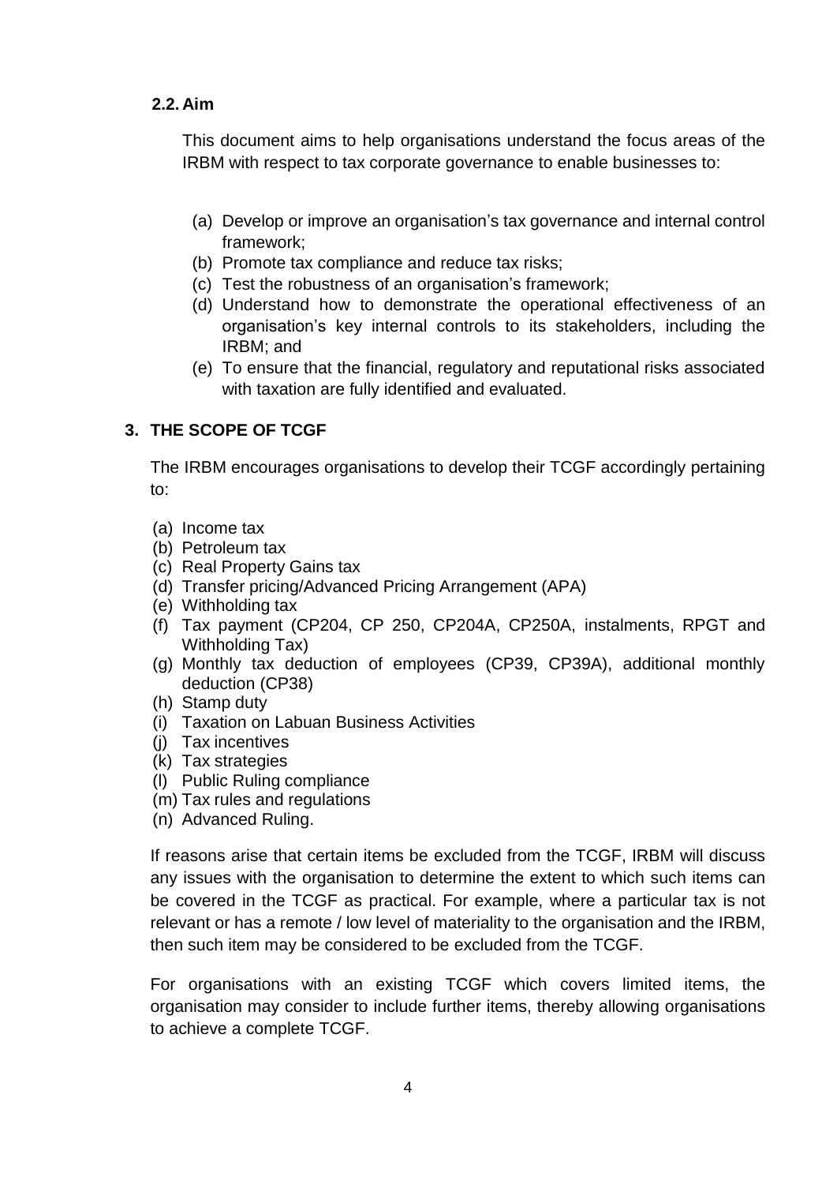### 2.2. Aim

This document aims to help organisations understand the focus areas of the IRBM with respect to tax corporate governance to enable businesses to:

(a) Develop or improve an organisation's tax governance and internal control framework;
(b) Promote tax compliance and reduce tax risks;
(c) Test the robustness of an organisation's framework;
(d) Understand how to demonstrate the operational effectiveness of an organisation's key internal controls to its stakeholders, including the IRBM; and
(e) To ensure that the financial, regulatory and reputational risks associated with taxation are fully identified and evaluated.

## 3. THE SCOPE OF TCGF

The IRBM encourages organisations to develop their TCGF accordingly pertaining to:

(a) Income tax
(b) Petroleum tax
(c) Real Property Gains tax
(d) Transfer pricing/Advanced Pricing Arrangement (APA)
(e) Withholding tax
(f) Tax payment (CP204, CP 250, CP204A, CP250A, instalments, RPGT and Withholding Tax)
(g) Monthly tax deduction of employees (CP39, CP39A), additional monthly deduction (CP38)
(h) Stamp duty
(i) Taxation on Labuan Business Activities
(j) Tax incentives
(k) Tax strategies
(l) Public Ruling compliance
(m) Tax rules and regulations
(n) Advanced Ruling.

If reasons arise that certain items be excluded from the TCGF, IRBM will discuss any issues with the organisation to determine the extent to which such items can be covered in the TCGF as practical. For example, where a particular tax is not relevant or has a remote / low level of materiality to the organisation and the IRBM, then such item may be considered to be excluded from the TCGF.

For organisations with an existing TCGF which covers limited items, the organisation may consider to include further items, thereby allowing organisations to achieve a complete TCGF.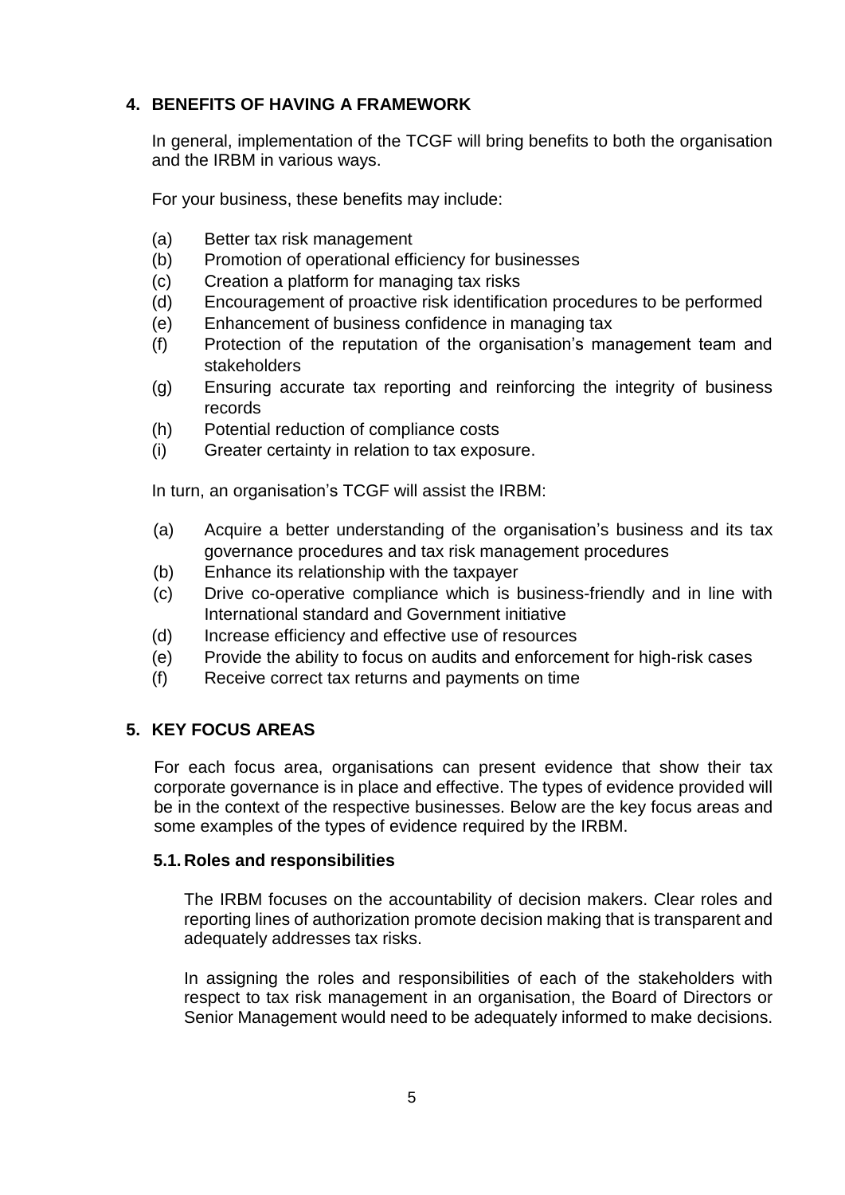## 4. BENEFITS OF HAVING A FRAMEWORK

In general, implementation of the TCGF will bring benefits to both the organisation and the IRBM in various ways.

For your business, these benefits may include:

(a) Better tax risk management
(b) Promotion of operational efficiency for businesses
(c) Creation a platform for managing tax risks
(d) Encouragement of proactive risk identification procedures to be performed
(e) Enhancement of business confidence in managing tax
(f) Protection of the reputation of the organisation's management team and stakeholders
(g) Ensuring accurate tax reporting and reinforcing the integrity of business records
(h) Potential reduction of compliance costs
(i) Greater certainty in relation to tax exposure.

In turn, an organisation's TCGF will assist the IRBM:

(a) Acquire a better understanding of the organisation's business and its tax governance procedures and tax risk management procedures
(b) Enhance its relationship with the taxpayer
(c) Drive co-operative compliance which is business-friendly and in line with International standard and Government initiative
(d) Increase efficiency and effective use of resources
(e) Provide the ability to focus on audits and enforcement for high-risk cases
(f) Receive correct tax returns and payments on time

## 5. KEY FOCUS AREAS

For each focus area, organisations can present evidence that show their tax corporate governance is in place and effective. The types of evidence provided will be in the context of the respective businesses. Below are the key focus areas and some examples of the types of evidence required by the IRBM.

### 5.1. Roles and responsibilities

The IRBM focuses on the accountability of decision makers. Clear roles and reporting lines of authorization promote decision making that is transparent and adequately addresses tax risks.

In assigning the roles and responsibilities of each of the stakeholders with respect to tax risk management in an organisation, the Board of Directors or Senior Management would need to be adequately informed to make decisions.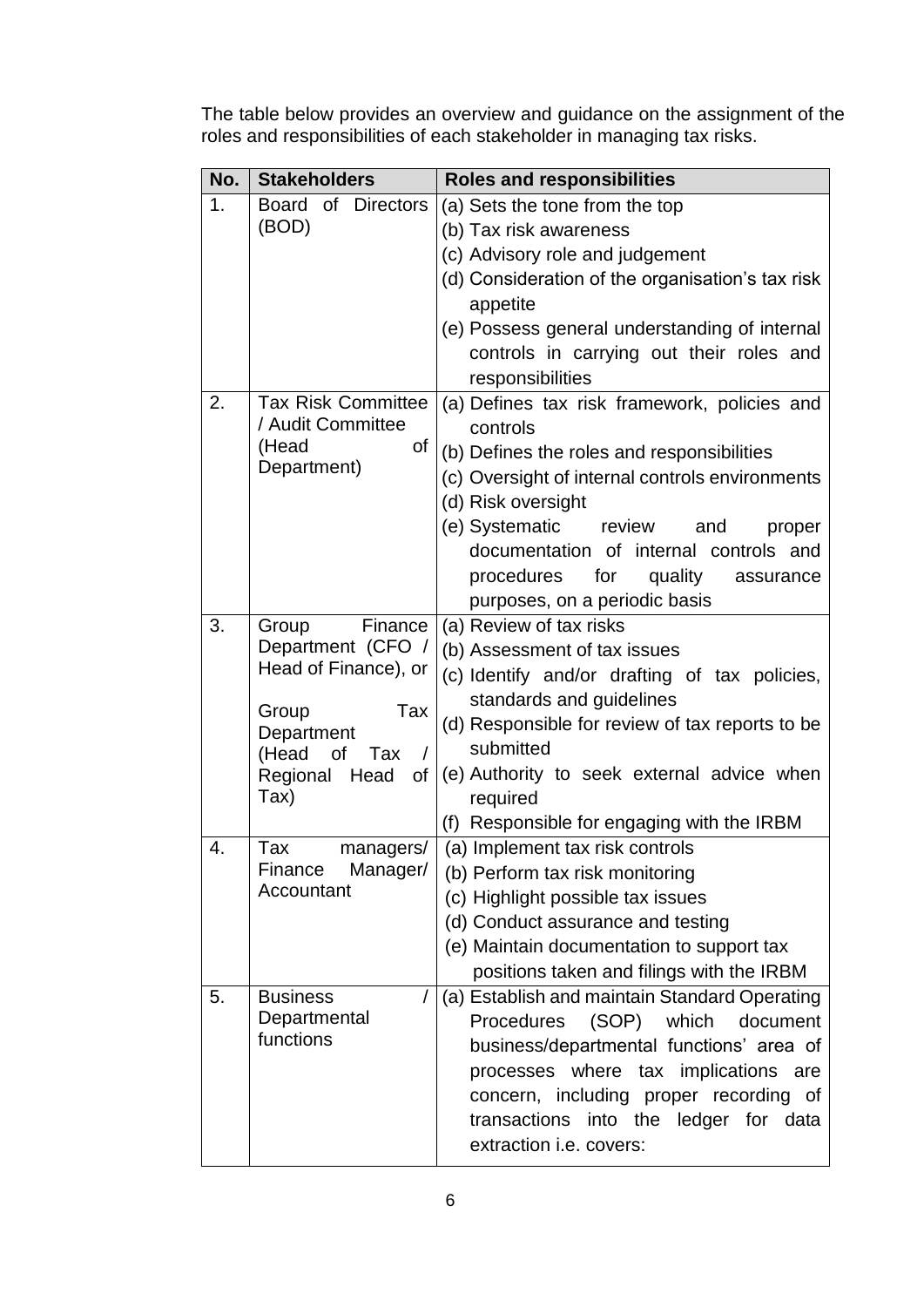The table below provides an overview and guidance on the assignment of the roles and responsibilities of each stakeholder in managing tax risks.

| No. | Stakeholders | Roles and responsibilities |
|---|---|---|
| 1. | Board of Directors (BOD) | (a) Sets the tone from the top<br>(b) Tax risk awareness<br>(c) Advisory role and judgement<br>(d) Consideration of the organisation's tax risk appetite<br>(e) Possess general understanding of internal controls in carrying out their roles and responsibilities |
| 2. | Tax Risk Committee / Audit Committee (Head of Department) | (a) Defines tax risk framework, policies and controls<br>(b) Defines the roles and responsibilities<br>(c) Oversight of internal controls environments<br>(d) Risk oversight<br>(e) Systematic review and proper documentation of internal controls and procedures for quality assurance purposes, on a periodic basis |
| 3. | Group Finance Department (CFO / Head of Finance), or<br><br>Group Tax Department (Head of Tax / Regional Head of Tax) | (a) Review of tax risks<br>(b) Assessment of tax issues<br>(c) Identify and/or drafting of tax policies, standards and guidelines<br>(d) Responsible for review of tax reports to be submitted<br>(e) Authority to seek external advice when required<br>(f) Responsible for engaging with the IRBM |
| 4. | Tax managers/ Finance Manager/ Accountant | (a) Implement tax risk controls<br>(b) Perform tax risk monitoring<br>(c) Highlight possible tax issues<br>(d) Conduct assurance and testing<br>(e) Maintain documentation to support tax positions taken and filings with the IRBM |
| 5. | Business / Departmental functions | (a) Establish and maintain Standard Operating Procedures (SOP) which document business/departmental functions' area of processes where tax implications are concern, including proper recording of transactions into the ledger for data extraction i.e. covers: |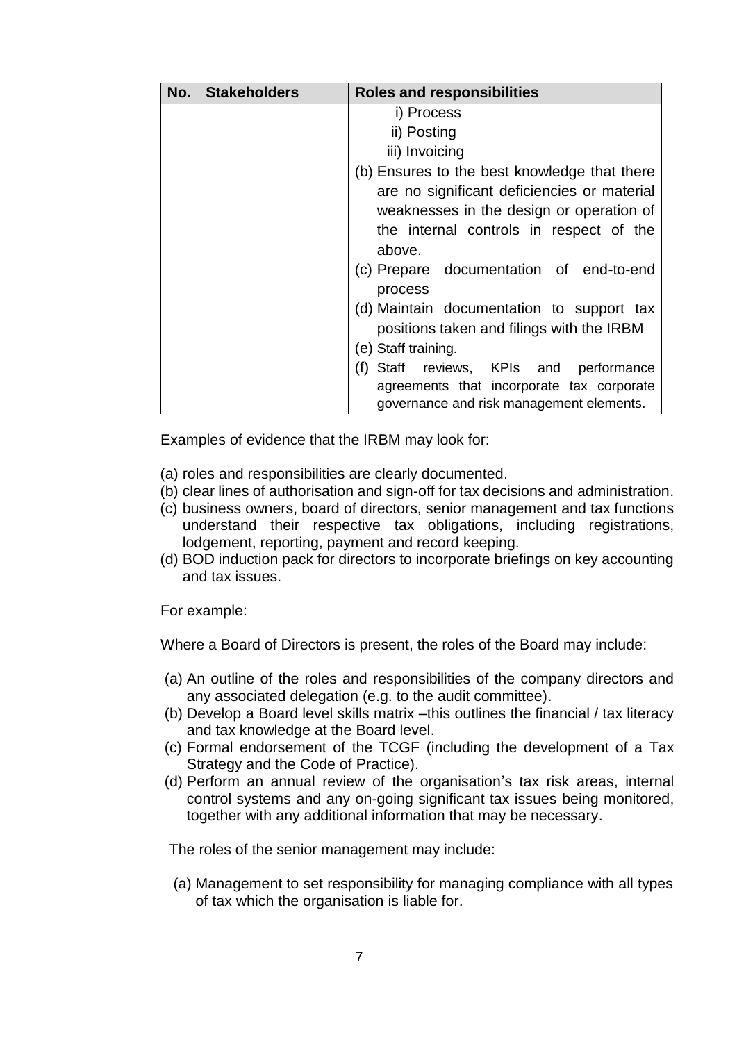| No. | Stakeholders | Roles and responsibilities |
| --- | --- | --- |
| | | i) Process<br>ii) Posting<br>iii) Invoicing<br>(b) Ensures to the best knowledge that there are no significant deficiencies or material weaknesses in the design or operation of the internal controls in respect of the above.<br>(c) Prepare documentation of end-to-end process<br>(d) Maintain documentation to support tax positions taken and filings with the IRBM<br>(e) Staff training.<br>(f) Staff reviews, KPIs and performance agreements that incorporate tax corporate governance and risk management elements. |

Examples of evidence that the IRBM may look for:

(a) roles and responsibilities are clearly documented.
(b) clear lines of authorisation and sign-off for tax decisions and administration.
(c) business owners, board of directors, senior management and tax functions understand their respective tax obligations, including registrations, lodgement, reporting, payment and record keeping.
(d) BOD induction pack for directors to incorporate briefings on key accounting and tax issues.

For example:

Where a Board of Directors is present, the roles of the Board may include:

(a) An outline of the roles and responsibilities of the company directors and any associated delegation (e.g. to the audit committee).
(b) Develop a Board level skills matrix –this outlines the financial / tax literacy and tax knowledge at the Board level.
(c) Formal endorsement of the TCGF (including the development of a Tax Strategy and the Code of Practice).
(d) Perform an annual review of the organisation's tax risk areas, internal control systems and any on-going significant tax issues being monitored, together with any additional information that may be necessary.

The roles of the senior management may include:

(a) Management to set responsibility for managing compliance with all types of tax which the organisation is liable for.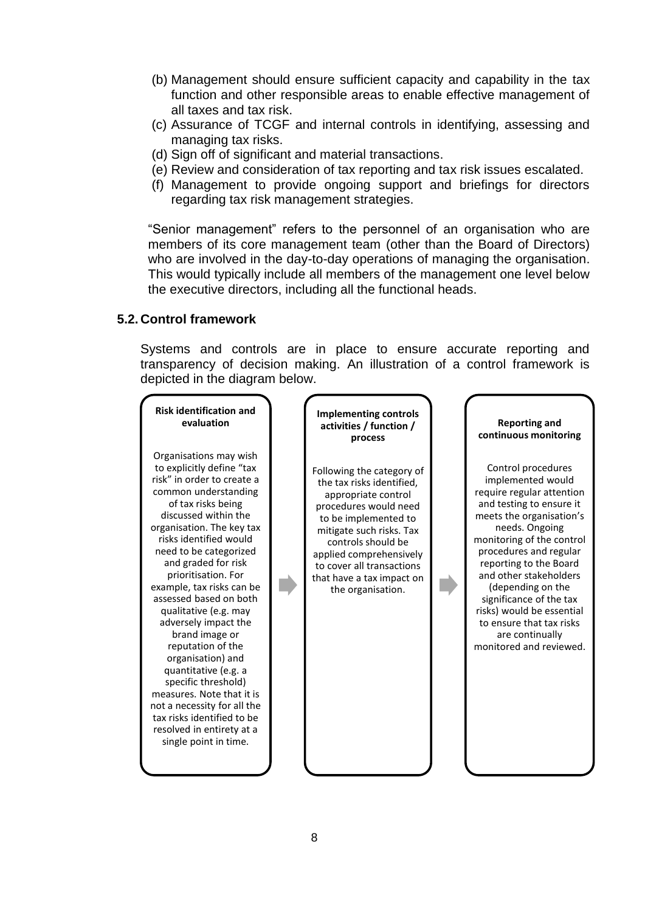(b) Management should ensure sufficient capacity and capability in the tax function and other responsible areas to enable effective management of all taxes and tax risk.

(c) Assurance of TCGF and internal controls in identifying, assessing and managing tax risks.

(d) Sign off of significant and material transactions.

(e) Review and consideration of tax reporting and tax risk issues escalated.

(f) Management to provide ongoing support and briefings for directors regarding tax risk management strategies.

"Senior management" refers to the personnel of an organisation who are members of its core management team (other than the Board of Directors) who are involved in the day-to-day operations of managing the organisation. This would typically include all members of the management one level below the executive directors, including all the functional heads.

## 5.2. Control framework

Systems and controls are in place to ensure accurate reporting and transparency of decision making. An illustration of a control framework is depicted in the diagram below.

**Risk identification and evaluation**

Organisations may wish to explicitly define "tax risk" in order to create a common understanding of tax risks being discussed within the organisation. The key tax risks identified would need to be categorized and graded for risk prioritisation. For example, tax risks can be assessed based on both qualitative (e.g. may adversely impact the brand image or reputation of the organisation) and quantitative (e.g. a specific threshold) measures. Note that it is not a necessity for all the tax risks identified to be resolved in entirety at a single point in time.

**Implementing controls activities / function / process**

Following the category of the tax risks identified, appropriate control procedures would need to be implemented to mitigate such risks. Tax controls should be applied comprehensively to cover all transactions that have a tax impact on the organisation.

**Reporting and continuous monitoring**

Control procedures implemented would require regular attention and testing to ensure it meets the organisation's needs. Ongoing monitoring of the control procedures and regular reporting to the Board and other stakeholders (depending on the significance of the tax risks) would be essential to ensure that tax risks are continually monitored and reviewed.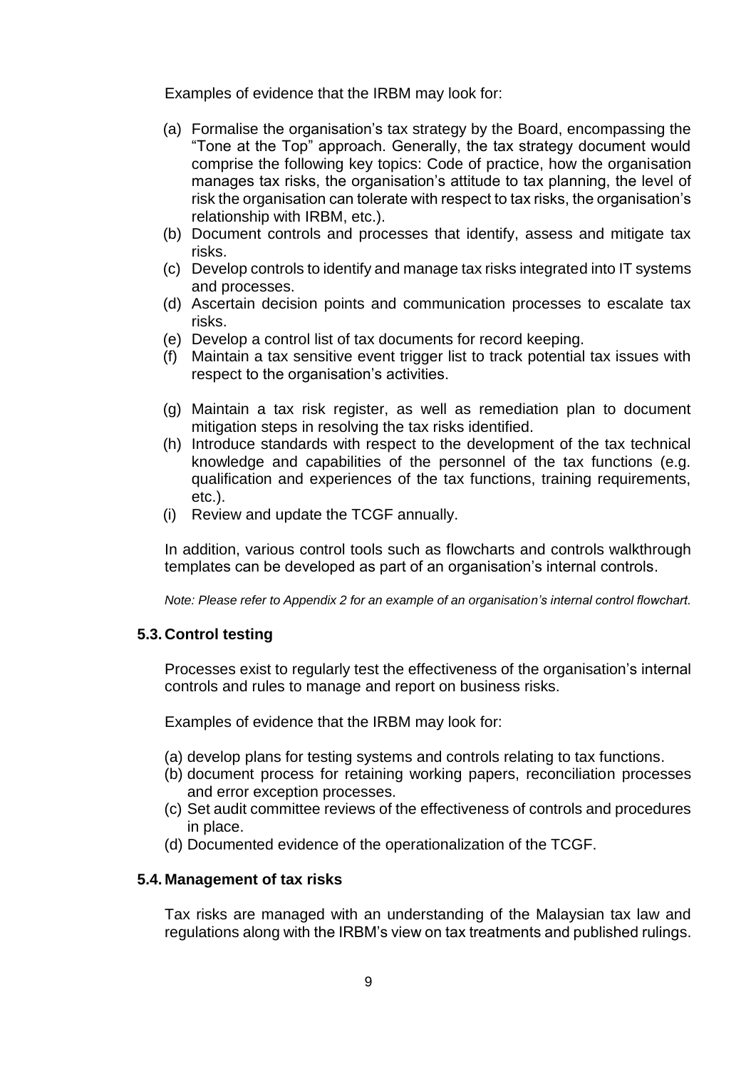Examples of evidence that the IRBM may look for:

(a) Formalise the organisation's tax strategy by the Board, encompassing the "Tone at the Top" approach. Generally, the tax strategy document would comprise the following key topics: Code of practice, how the organisation manages tax risks, the organisation's attitude to tax planning, the level of risk the organisation can tolerate with respect to tax risks, the organisation's relationship with IRBM, etc.).
(b) Document controls and processes that identify, assess and mitigate tax risks.
(c) Develop controls to identify and manage tax risks integrated into IT systems and processes.
(d) Ascertain decision points and communication processes to escalate tax risks.
(e) Develop a control list of tax documents for record keeping.
(f) Maintain a tax sensitive event trigger list to track potential tax issues with respect to the organisation's activities.
(g) Maintain a tax risk register, as well as remediation plan to document mitigation steps in resolving the tax risks identified.
(h) Introduce standards with respect to the development of the tax technical knowledge and capabilities of the personnel of the tax functions (e.g. qualification and experiences of the tax functions, training requirements, etc.).
(i) Review and update the TCGF annually.

In addition, various control tools such as flowcharts and controls walkthrough templates can be developed as part of an organisation's internal controls.

*Note: Please refer to Appendix 2 for an example of an organisation's internal control flowchart.*

### 5.3. Control testing

Processes exist to regularly test the effectiveness of the organisation's internal controls and rules to manage and report on business risks.

Examples of evidence that the IRBM may look for:

(a) develop plans for testing systems and controls relating to tax functions.
(b) document process for retaining working papers, reconciliation processes and error exception processes.
(c) Set audit committee reviews of the effectiveness of controls and procedures in place.
(d) Documented evidence of the operationalization of the TCGF.

### 5.4. Management of tax risks

Tax risks are managed with an understanding of the Malaysian tax law and regulations along with the IRBM's view on tax treatments and published rulings.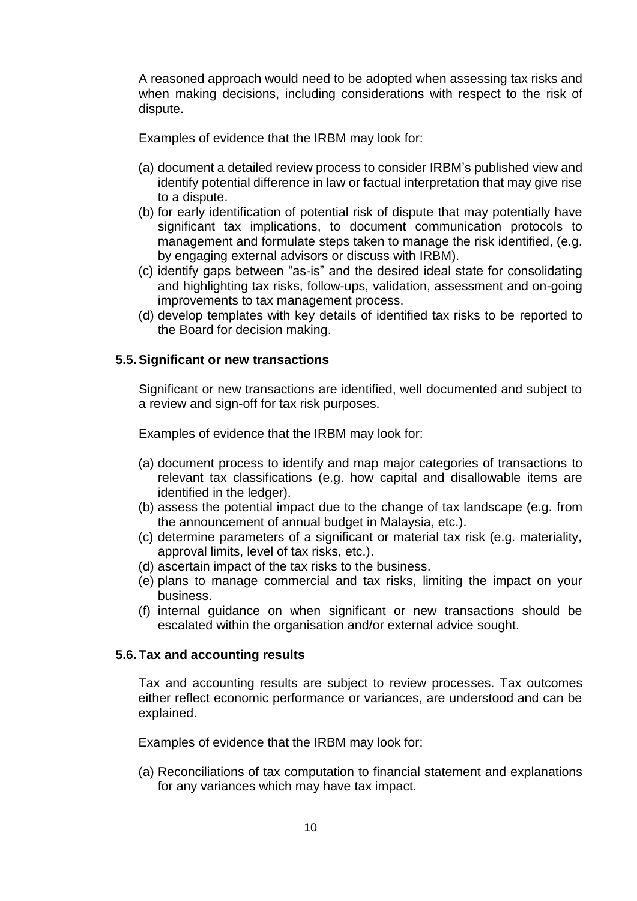A reasoned approach would need to be adopted when assessing tax risks and when making decisions, including considerations with respect to the risk of dispute.

Examples of evidence that the IRBM may look for:

(a) document a detailed review process to consider IRBM's published view and identify potential difference in law or factual interpretation that may give rise to a dispute.
(b) for early identification of potential risk of dispute that may potentially have significant tax implications, to document communication protocols to management and formulate steps taken to manage the risk identified, (e.g. by engaging external advisors or discuss with IRBM).
(c) identify gaps between "as-is" and the desired ideal state for consolidating and highlighting tax risks, follow-ups, validation, assessment and on-going improvements to tax management process.
(d) develop templates with key details of identified tax risks to be reported to the Board for decision making.

### 5.5. Significant or new transactions

Significant or new transactions are identified, well documented and subject to a review and sign-off for tax risk purposes.

Examples of evidence that the IRBM may look for:

(a) document process to identify and map major categories of transactions to relevant tax classifications (e.g. how capital and disallowable items are identified in the ledger).
(b) assess the potential impact due to the change of tax landscape (e.g. from the announcement of annual budget in Malaysia, etc.).
(c) determine parameters of a significant or material tax risk (e.g. materiality, approval limits, level of tax risks, etc.).
(d) ascertain impact of the tax risks to the business.
(e) plans to manage commercial and tax risks, limiting the impact on your business.
(f) internal guidance on when significant or new transactions should be escalated within the organisation and/or external advice sought.

### 5.6. Tax and accounting results

Tax and accounting results are subject to review processes. Tax outcomes either reflect economic performance or variances, are understood and can be explained.

Examples of evidence that the IRBM may look for:

(a) Reconciliations of tax computation to financial statement and explanations for any variances which may have tax impact.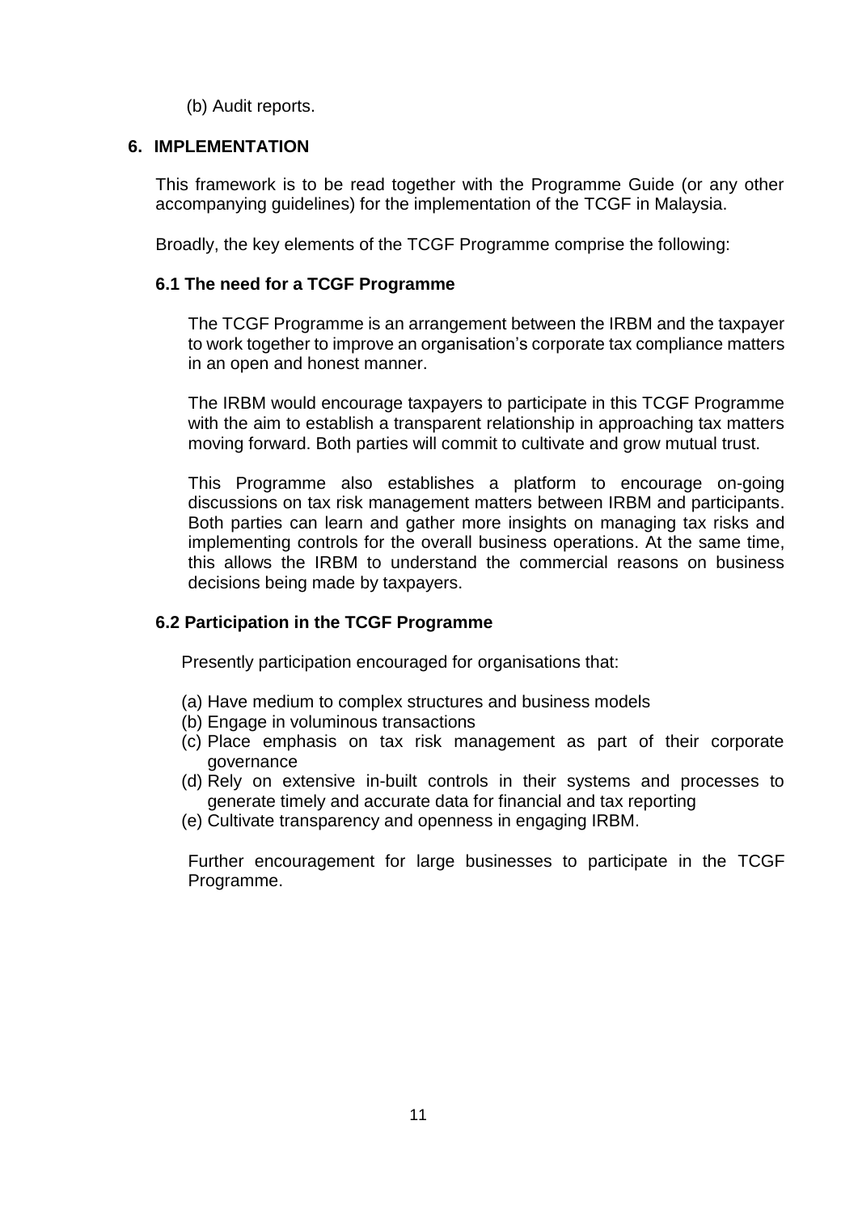(b) Audit reports.

## 6. IMPLEMENTATION

This framework is to be read together with the Programme Guide (or any other accompanying guidelines) for the implementation of the TCGF in Malaysia.

Broadly, the key elements of the TCGF Programme comprise the following:

### 6.1 The need for a TCGF Programme

The TCGF Programme is an arrangement between the IRBM and the taxpayer to work together to improve an organisation's corporate tax compliance matters in an open and honest manner.

The IRBM would encourage taxpayers to participate in this TCGF Programme with the aim to establish a transparent relationship in approaching tax matters moving forward. Both parties will commit to cultivate and grow mutual trust.

This Programme also establishes a platform to encourage on-going discussions on tax risk management matters between IRBM and participants. Both parties can learn and gather more insights on managing tax risks and implementing controls for the overall business operations. At the same time, this allows the IRBM to understand the commercial reasons on business decisions being made by taxpayers.

### 6.2 Participation in the TCGF Programme

Presently participation encouraged for organisations that:

(a) Have medium to complex structures and business models
(b) Engage in voluminous transactions
(c) Place emphasis on tax risk management as part of their corporate governance
(d) Rely on extensive in-built controls in their systems and processes to generate timely and accurate data for financial and tax reporting
(e) Cultivate transparency and openness in engaging IRBM.

Further encouragement for large businesses to participate in the TCGF Programme.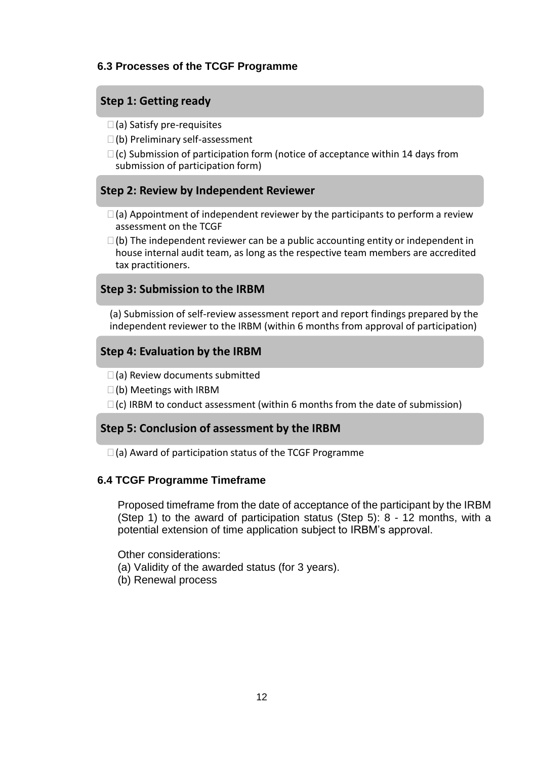### 6.3 Processes of the TCGF Programme

#### Step 1: Getting ready

- (a) Satisfy pre-requisites
- (b) Preliminary self-assessment
- (c) Submission of participation form (notice of acceptance within 14 days from submission of participation form)

#### Step 2: Review by Independent Reviewer

- (a) Appointment of independent reviewer by the participants to perform a review assessment on the TCGF
- (b) The independent reviewer can be a public accounting entity or independent in house internal audit team, as long as the respective team members are accredited tax practitioners.

#### Step 3: Submission to the IRBM

(a) Submission of self-review assessment report and report findings prepared by the independent reviewer to the IRBM (within 6 months from approval of participation)

#### Step 4: Evaluation by the IRBM

- (a) Review documents submitted
- (b) Meetings with IRBM
- (c) IRBM to conduct assessment (within 6 months from the date of submission)

#### Step 5: Conclusion of assessment by the IRBM

- (a) Award of participation status of the TCGF Programme

### 6.4 TCGF Programme Timeframe

Proposed timeframe from the date of acceptance of the participant by the IRBM (Step 1) to the award of participation status (Step 5): 8 - 12 months, with a potential extension of time application subject to IRBM's approval.

Other considerations:
(a) Validity of the awarded status (for 3 years).
(b) Renewal process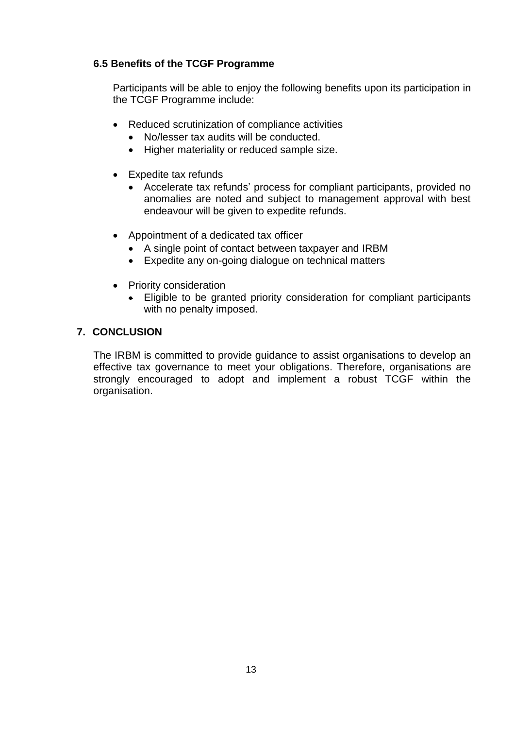### 6.5 Benefits of the TCGF Programme

Participants will be able to enjoy the following benefits upon its participation in the TCGF Programme include:

- Reduced scrutinization of compliance activities
  - No/lesser tax audits will be conducted.
  - Higher materiality or reduced sample size.

- Expedite tax refunds
  - Accelerate tax refunds' process for compliant participants, provided no anomalies are noted and subject to management approval with best endeavour will be given to expedite refunds.

- Appointment of a dedicated tax officer
  - A single point of contact between taxpayer and IRBM
  - Expedite any on-going dialogue on technical matters

- Priority consideration
  - Eligible to be granted priority consideration for compliant participants with no penalty imposed.

## 7. CONCLUSION

The IRBM is committed to provide guidance to assist organisations to develop an effective tax governance to meet your obligations. Therefore, organisations are strongly encouraged to adopt and implement a robust TCGF within the organisation.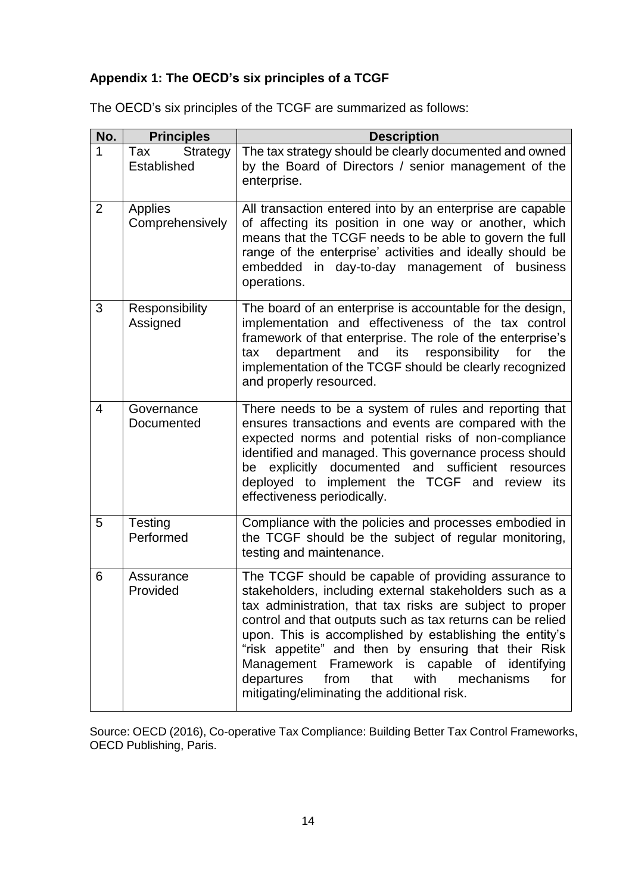### Appendix 1: The OECD's six principles of a TCGF

The OECD's six principles of the TCGF are summarized as follows:

| No. | Principles | Description |
|---|---|---|
| 1 | Tax Strategy Established | The tax strategy should be clearly documented and owned by the Board of Directors / senior management of the enterprise. |
| 2 | Applies Comprehensively | All transaction entered into by an enterprise are capable of affecting its position in one way or another, which means that the TCGF needs to be able to govern the full range of the enterprise' activities and ideally should be embedded in day-to-day management of business operations. |
| 3 | Responsibility Assigned | The board of an enterprise is accountable for the design, implementation and effectiveness of the tax control framework of that enterprise. The role of the enterprise's tax department and its responsibility for the implementation of the TCGF should be clearly recognized and properly resourced. |
| 4 | Governance Documented | There needs to be a system of rules and reporting that ensures transactions and events are compared with the expected norms and potential risks of non-compliance identified and managed. This governance process should be explicitly documented and sufficient resources deployed to implement the TCGF and review its effectiveness periodically. |
| 5 | Testing Performed | Compliance with the policies and processes embodied in the TCGF should be the subject of regular monitoring, testing and maintenance. |
| 6 | Assurance Provided | The TCGF should be capable of providing assurance to stakeholders, including external stakeholders such as a tax administration, that tax risks are subject to proper control and that outputs such as tax returns can be relied upon. This is accomplished by establishing the entity's "risk appetite" and then by ensuring that their Risk Management Framework is capable of identifying departures from that with mechanisms for mitigating/eliminating the additional risk. |

Source: OECD (2016), Co-operative Tax Compliance: Building Better Tax Control Frameworks, OECD Publishing, Paris.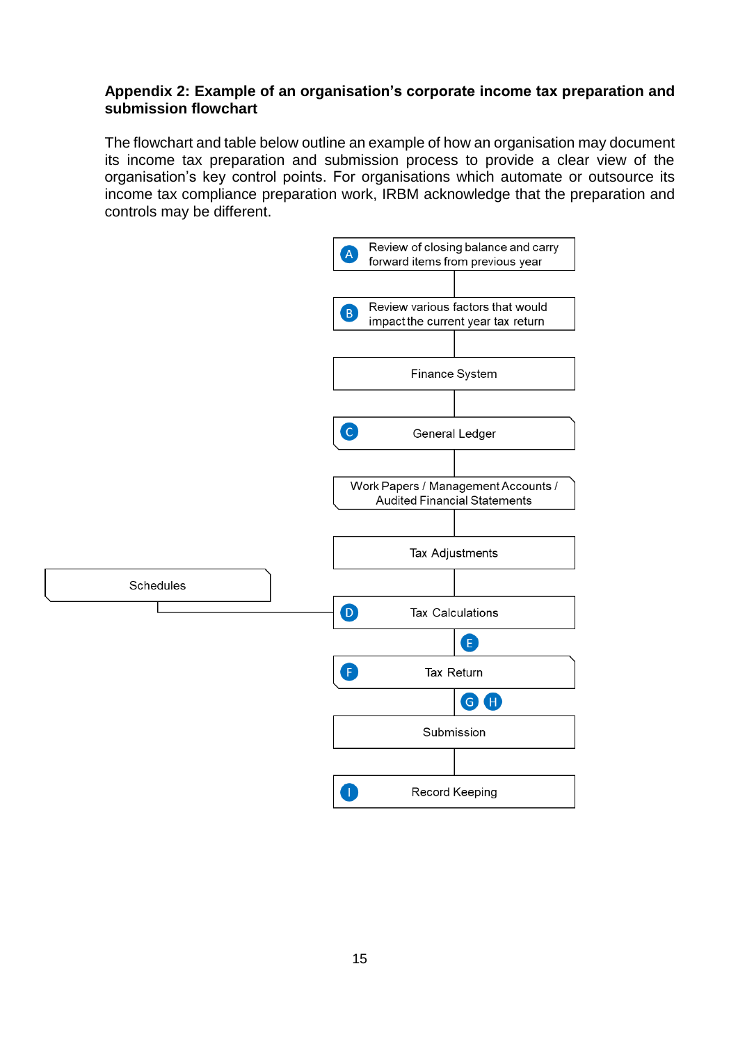**Appendix 2: Example of an organisation's corporate income tax preparation and submission flowchart**

The flowchart and table below outline an example of how an organisation may document its income tax preparation and submission process to provide a clear view of the organisation's key control points. For organisations which automate or outsource its income tax compliance preparation work, IRBM acknowledge that the preparation and controls may be different.

(A) Review of closing balance and carry forward items from previous year

(B) Review various factors that would impact the current year tax return

Finance System

(C) General Ledger

Work Papers / Management Accounts / Audited Financial Statements

Tax Adjustments

Schedules

(D) Tax Calculations

(E)

(F) Tax Return

(G) (H)

Submission

(I) Record Keeping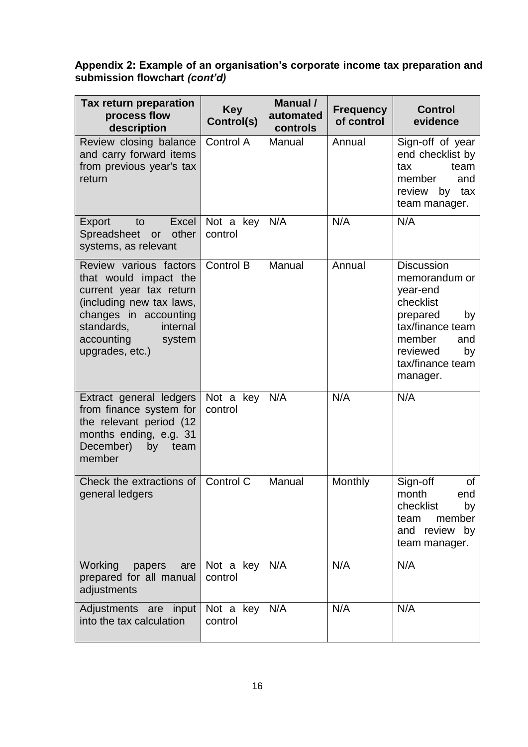**Appendix 2: Example of an organisation's corporate income tax preparation and submission flowchart *(cont'd)***

| Tax return preparation process flow description | Key Control(s) | Manual / automated controls | Frequency of control | Control evidence |
|---|---|---|---|---|
| Review closing balance and carry forward items from previous year's tax return | Control A | Manual | Annual | Sign-off of year end checklist by tax team member and review by tax team manager. |
| Export to Excel Spreadsheet or other systems, as relevant | Not a key control | N/A | N/A | N/A |
| Review various factors that would impact the current year tax return (including new tax laws, changes in accounting standards, internal accounting system upgrades, etc.) | Control B | Manual | Annual | Discussion memorandum or year-end checklist prepared by tax/finance team member and reviewed by tax/finance team manager. |
| Extract general ledgers from finance system for the relevant period (12 months ending, e.g. 31 December) by team member | Not a key control | N/A | N/A | N/A |
| Check the extractions of general ledgers | Control C | Manual | Monthly | Sign-off of month end checklist by team member and review by team manager. |
| Working papers are prepared for all manual adjustments | Not a key control | N/A | N/A | N/A |
| Adjustments are input into the tax calculation | Not a key control | N/A | N/A | N/A |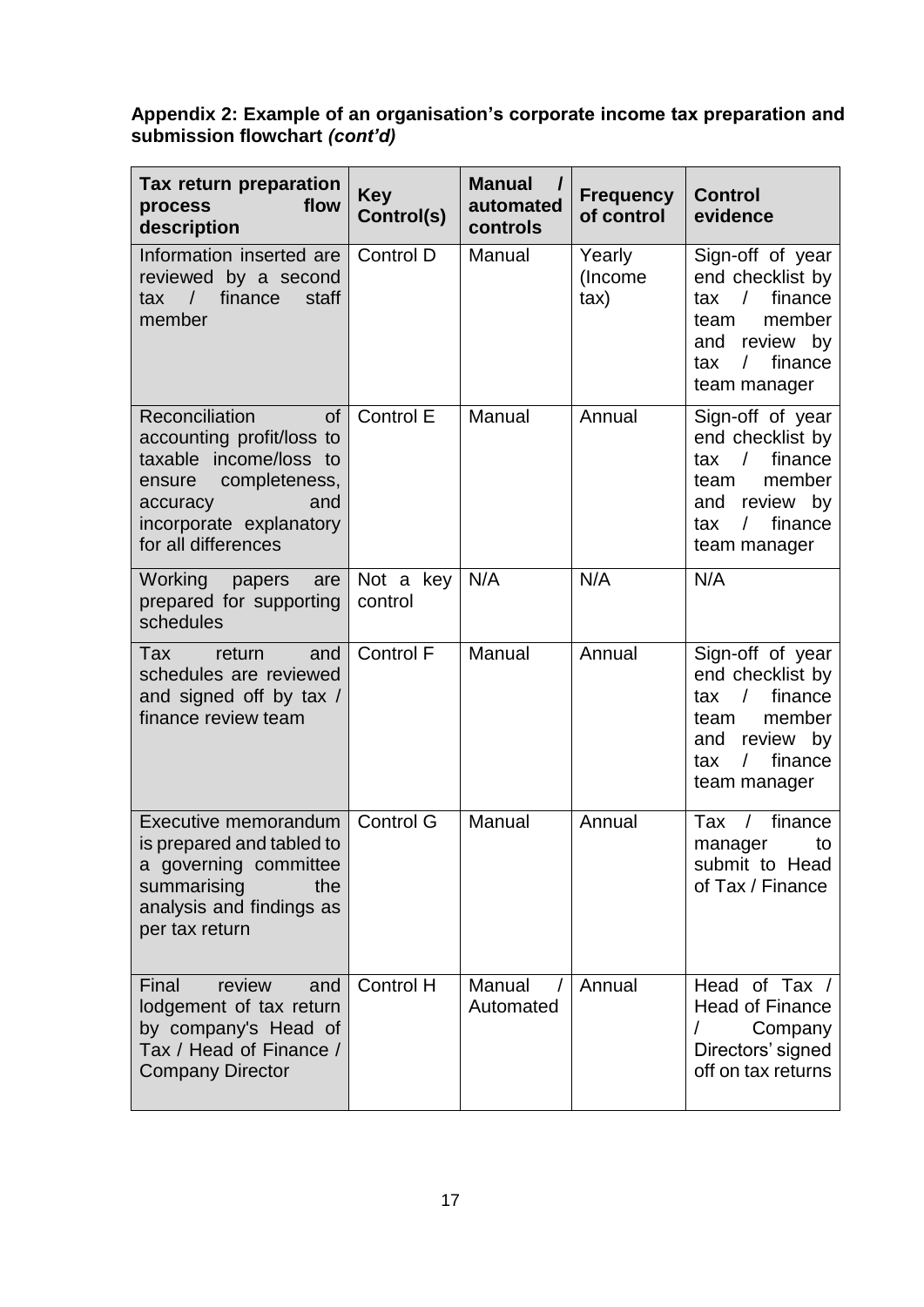**Appendix 2: Example of an organisation's corporate income tax preparation and submission flowchart *(cont'd)***

| Tax return preparation process flow description | Key Control(s) | Manual / automated controls | Frequency of control | Control evidence |
|---|---|---|---|---|
| Information inserted are reviewed by a second tax / finance staff member | Control D | Manual | Yearly (Income tax) | Sign-off of year end checklist by tax / finance team member and review by tax / finance team manager |
| Reconciliation of accounting profit/loss to taxable income/loss to ensure completeness, accuracy and incorporate explanatory for all differences | Control E | Manual | Annual | Sign-off of year end checklist by tax / finance team member and review by tax / finance team manager |
| Working papers are prepared for supporting schedules | Not a key control | N/A | N/A | N/A |
| Tax return and schedules are reviewed and signed off by tax / finance review team | Control F | Manual | Annual | Sign-off of year end checklist by tax / finance team member and review by tax / finance team manager |
| Executive memorandum is prepared and tabled to a governing committee summarising the analysis and findings as per tax return | Control G | Manual | Annual | Tax / finance manager to submit to Head of Tax / Finance |
| Final review and lodgement of tax return by company's Head of Tax / Head of Finance / Company Director | Control H | Manual / Automated | Annual | Head of Tax / Head of Finance / Company Directors' signed off on tax returns |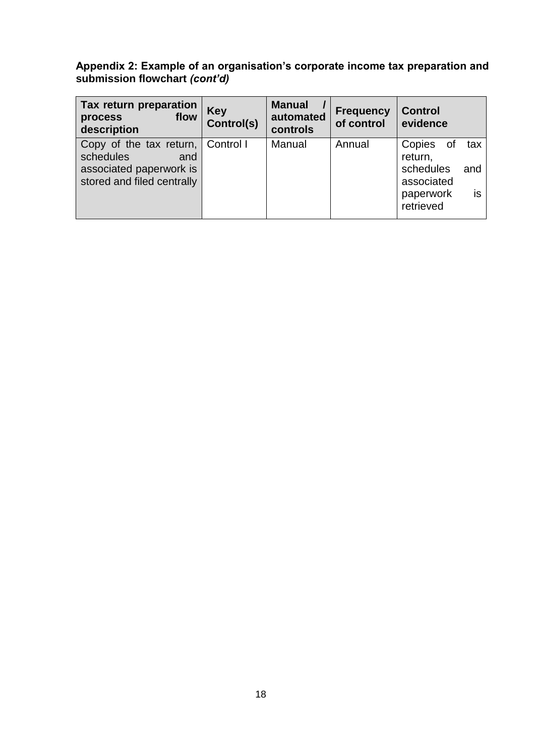**Appendix 2: Example of an organisation's corporate income tax preparation and submission flowchart *(cont'd)***

| Tax return preparation process flow description | Key Control(s) | Manual / automated controls | Frequency of control | Control evidence |
|---|---|---|---|---|
| Copy of the tax return, schedules and associated paperwork is stored and filed centrally | Control I | Manual | Annual | Copies of tax return, schedules and associated paperwork is retrieved |